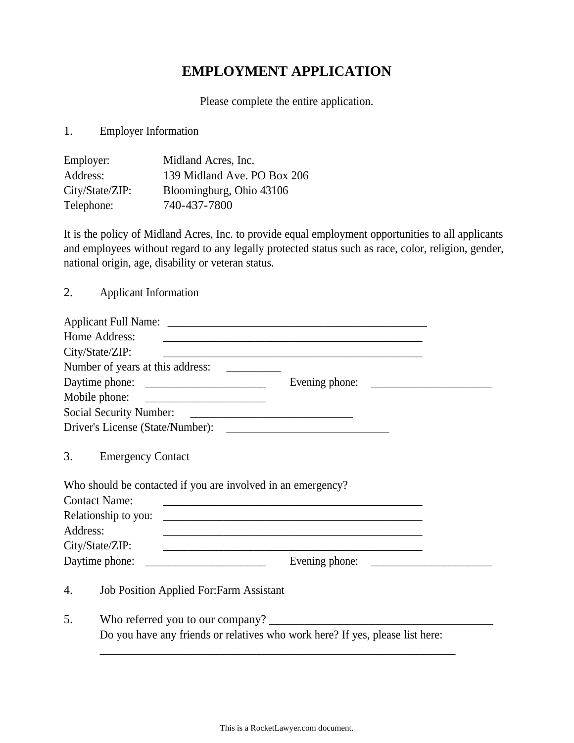# EMPLOYMENT APPLICATION

Please complete the entire application.

1. Employer Information

Employer: Midland Acres, Inc.
Address: 139 Midland Ave. PO Box 206
City/State/ZIP: Bloomingburg, Ohio 43106
Telephone: 740-437-7800

It is the policy of Midland Acres, Inc. to provide equal employment opportunities to all applicants and employees without regard to any legally protected status such as race, color, religion, gender, national origin, age, disability or veteran status.

2. Applicant Information

Applicant Full Name: _______________________________________________
Home Address: _______________________________________________
City/State/ZIP: _______________________________________________
Number of years at this address: _________
Daytime phone: ____________________ Evening phone: ____________________
Mobile phone: ____________________
Social Security Number: ___________________________
Driver's License (State/Number): ___________________________

3. Emergency Contact

Who should be contacted if you are involved in an emergency?
Contact Name: _______________________________________________
Relationship to you: _______________________________________________
Address: _______________________________________________
City/State/ZIP: _______________________________________________
Daytime phone: ____________________ Evening phone: ____________________

4. Job Position Applied For:Farm Assistant

5. Who referred you to our company? ____________________________________
   Do you have any friends or relatives who work here? If yes, please list here:
   ________________________________________________________________

This is a RocketLawyer.com document.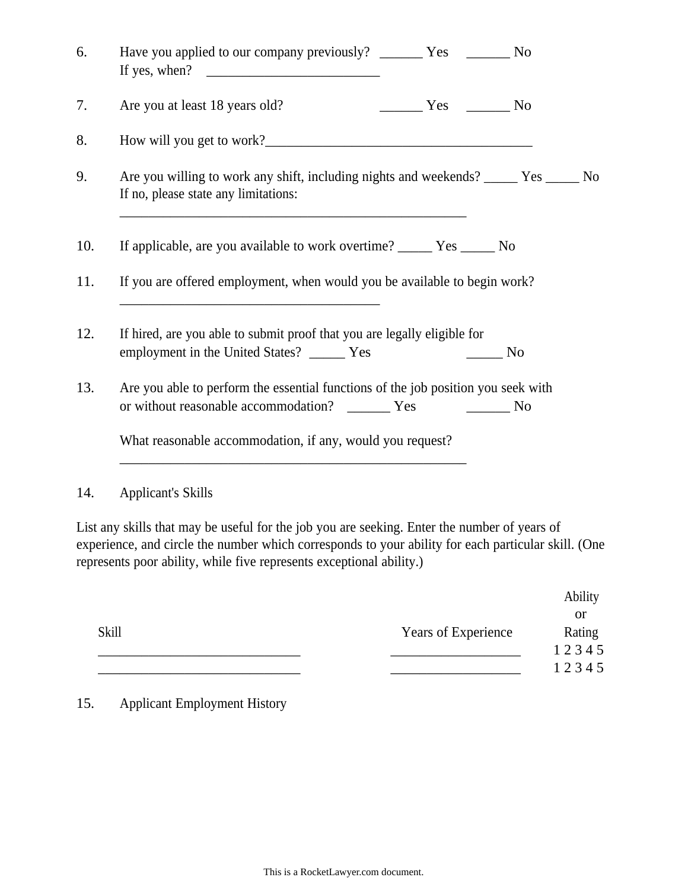6. Have you applied to our company previously? ______ Yes ______ No
   If yes, when? _________________________

7. Are you at least 18 years old? ______ Yes ______ No

8. How will you get to work?________________________________________

9. Are you willing to work any shift, including nights and weekends? _____ Yes _____ No
   If no, please state any limitations:
   _____________________________________________________

10. If applicable, are you available to work overtime? _____ Yes _____ No

11. If you are offered employment, when would you be available to begin work?
    ________________________________________

12. If hired, are you able to submit proof that you are legally eligible for employment in the United States? _____ Yes _____ No

13. Are you able to perform the essential functions of the job position you seek with or without reasonable accommodation? ______ Yes ______ No

    What reasonable accommodation, if any, would you request?
    _____________________________________________________

14. Applicant's Skills

List any skills that may be useful for the job you are seeking. Enter the number of years of experience, and circle the number which corresponds to your ability for each particular skill. (One represents poor ability, while five represents exceptional ability.)

| Skill | Years of Experience | Ability or Rating |
|---|---|---|
| ______________________________ | ___________________ | 1 2 3 4 5 |
| ______________________________ | ___________________ | 1 2 3 4 5 |

15. Applicant Employment History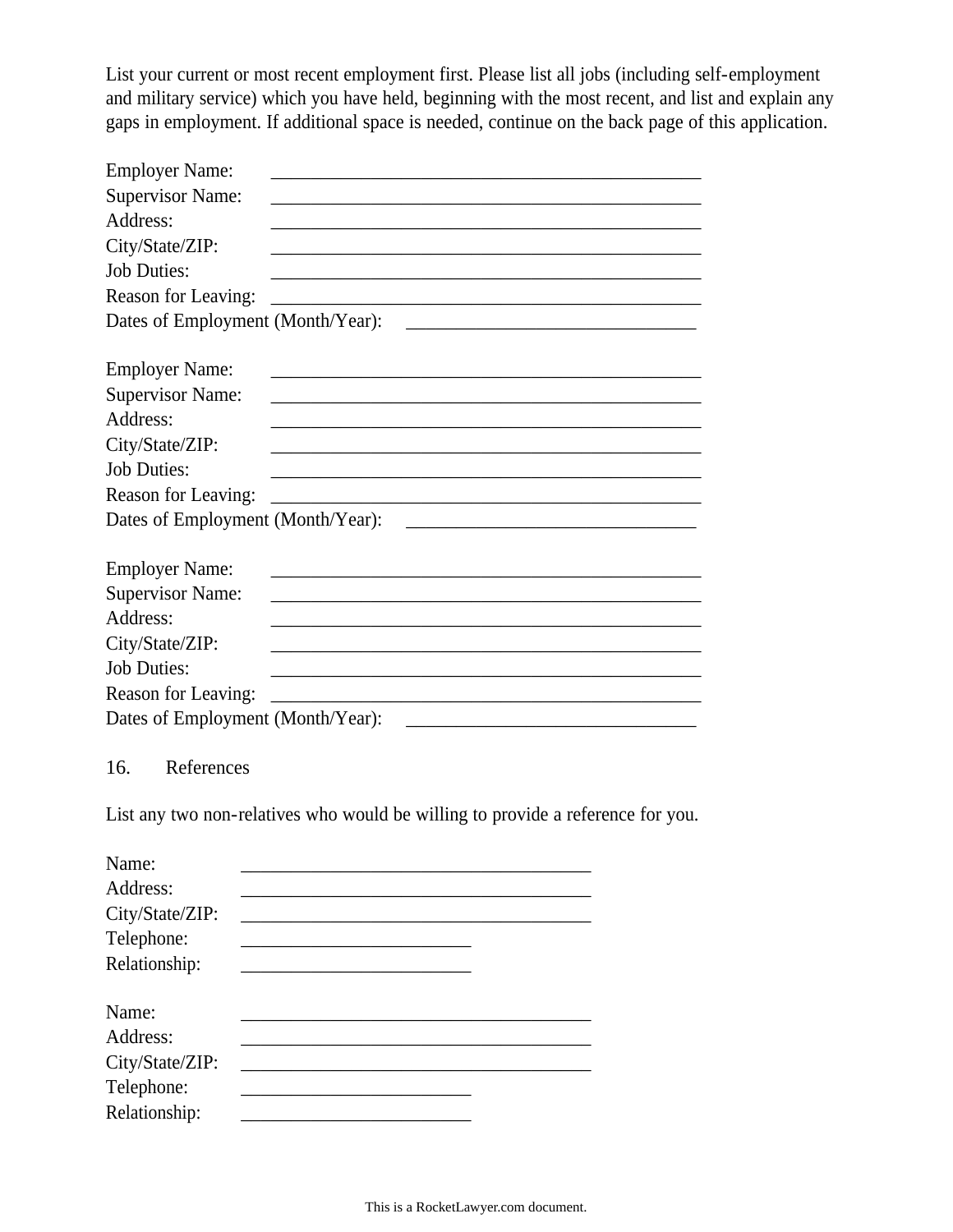List your current or most recent employment first. Please list all jobs (including self-employment and military service) which you have held, beginning with the most recent, and list and explain any gaps in employment. If additional space is needed, continue on the back page of this application.

Employer Name: _______________________________________________
Supervisor Name: _______________________________________________
Address: _______________________________________________
City/State/ZIP: _______________________________________________
Job Duties: _______________________________________________
Reason for Leaving: _______________________________________________
Dates of Employment (Month/Year): ________________________________

Employer Name: _______________________________________________
Supervisor Name: _______________________________________________
Address: _______________________________________________
City/State/ZIP: _______________________________________________
Job Duties: _______________________________________________
Reason for Leaving: _______________________________________________
Dates of Employment (Month/Year): ________________________________

Employer Name: _______________________________________________
Supervisor Name: _______________________________________________
Address: _______________________________________________
City/State/ZIP: _______________________________________________
Job Duties: _______________________________________________
Reason for Leaving: _______________________________________________
Dates of Employment (Month/Year): ________________________________

16. References

List any two non-relatives who would be willing to provide a reference for you.

Name: _______________________________________
Address: _______________________________________
City/State/ZIP: _______________________________________
Telephone: _________________________
Relationship: _________________________

Name: _______________________________________
Address: _______________________________________
City/State/ZIP: _______________________________________
Telephone: _________________________
Relationship: _________________________

This is a RocketLawyer.com document.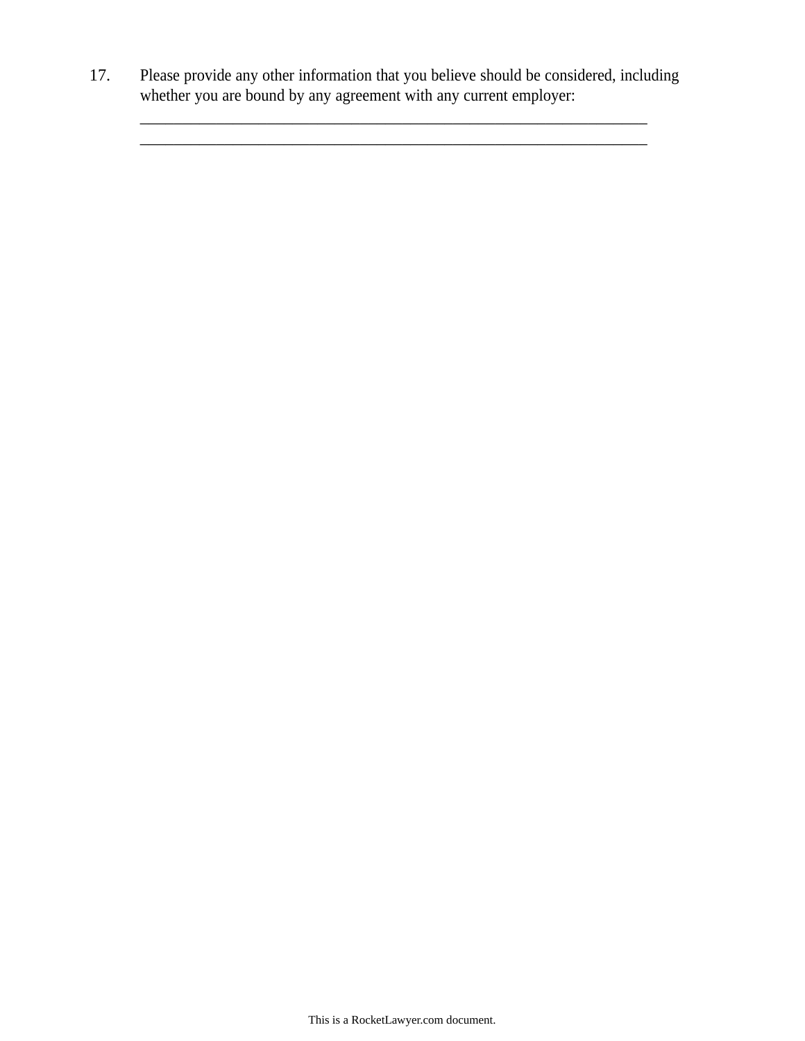17. Please provide any other information that you believe should be considered, including whether you are bound by any agreement with any current employer:
______________________________________________________________________
______________________________________________________________________

This is a RocketLawyer.com document.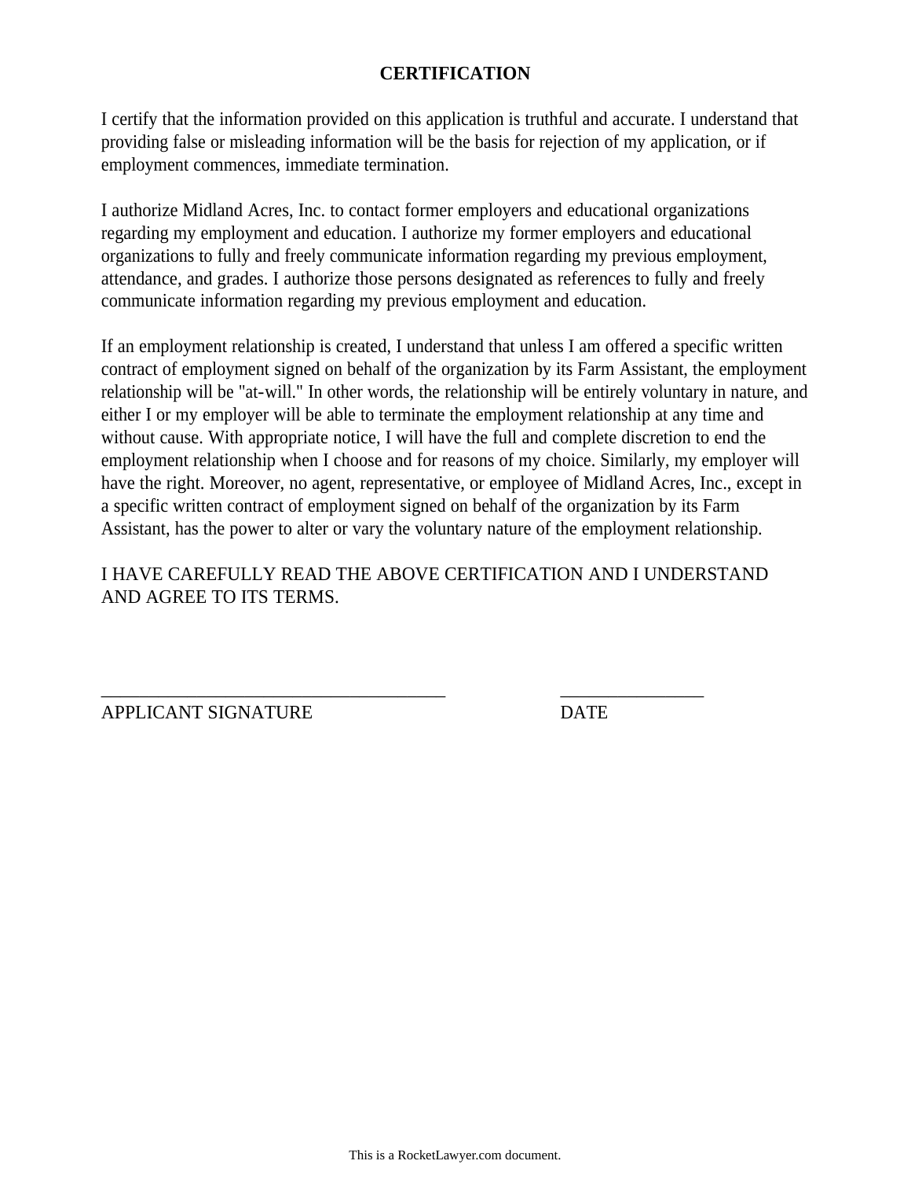## CERTIFICATION

I certify that the information provided on this application is truthful and accurate. I understand that providing false or misleading information will be the basis for rejection of my application, or if employment commences, immediate termination.

I authorize Midland Acres, Inc. to contact former employers and educational organizations regarding my employment and education. I authorize my former employers and educational organizations to fully and freely communicate information regarding my previous employment, attendance, and grades. I authorize those persons designated as references to fully and freely communicate information regarding my previous employment and education.

If an employment relationship is created, I understand that unless I am offered a specific written contract of employment signed on behalf of the organization by its Farm Assistant, the employment relationship will be "at-will." In other words, the relationship will be entirely voluntary in nature, and either I or my employer will be able to terminate the employment relationship at any time and without cause. With appropriate notice, I will have the full and complete discretion to end the employment relationship when I choose and for reasons of my choice. Similarly, my employer will have the right. Moreover, no agent, representative, or employee of Midland Acres, Inc., except in a specific written contract of employment signed on behalf of the organization by its Farm Assistant, has the power to alter or vary the voluntary nature of the employment relationship.

I HAVE CAREFULLY READ THE ABOVE CERTIFICATION AND I UNDERSTAND AND AGREE TO ITS TERMS.

______________________________________ ________________

APPLICANT SIGNATURE DATE

This is a RocketLawyer.com document.